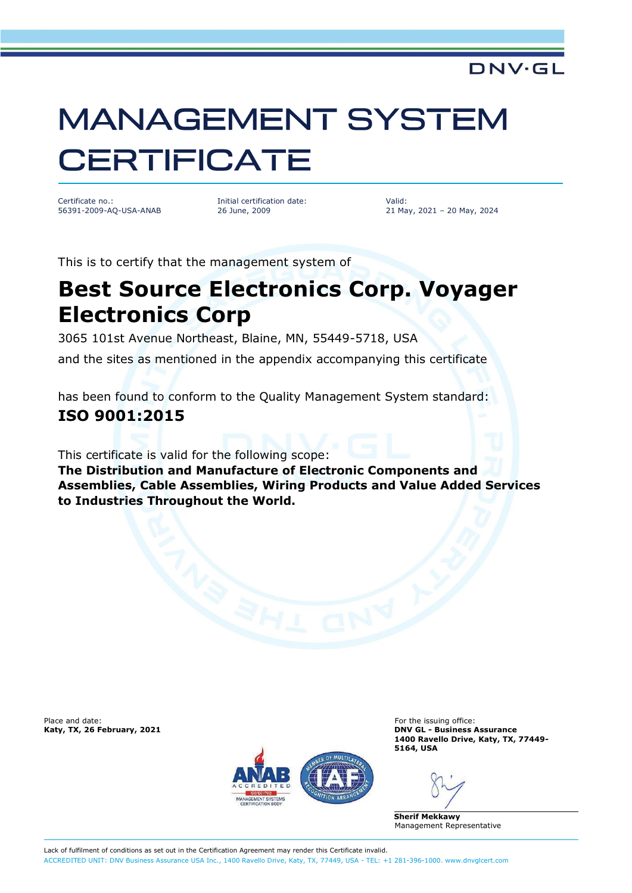DNV·GL

# MANAGEMENT SYSTEM CERTIFICATE

| Certificate no.: | Initial certification date: | Valid: |
| --- | --- | --- |
| 56391-2009-AQ-USA-ANAB | 26 June, 2009 | 21 May, 2021 – 20 May, 2024 |

This is to certify that the management system of

## Best Source Electronics Corp. Voyager Electronics Corp

3065 101st Avenue Northeast, Blaine, MN, 55449-5718, USA

and the sites as mentioned in the appendix accompanying this certificate

has been found to conform to the Quality Management System standard:

**ISO 9001:2015**

This certificate is valid for the following scope:

**The Distribution and Manufacture of Electronic Components and Assemblies, Cable Assemblies, Wiring Products and Value Added Services to Industries Throughout the World.**

Place and date:
**Katy, TX, 26 February, 2021**

For the issuing office:
**DNV GL - Business Assurance**
**1400 Ravello Drive, Katy, TX, 77449-5164, USA**

**Sherif Mekkawy**
Management Representative

Lack of fulfilment of conditions as set out in the Certification Agreement may render this Certificate invalid.

ACCREDITED UNIT: DNV Business Assurance USA Inc., 1400 Ravello Drive, Katy, TX, 77449, USA - TEL: +1 281-396-1000. www.dnvglcert.com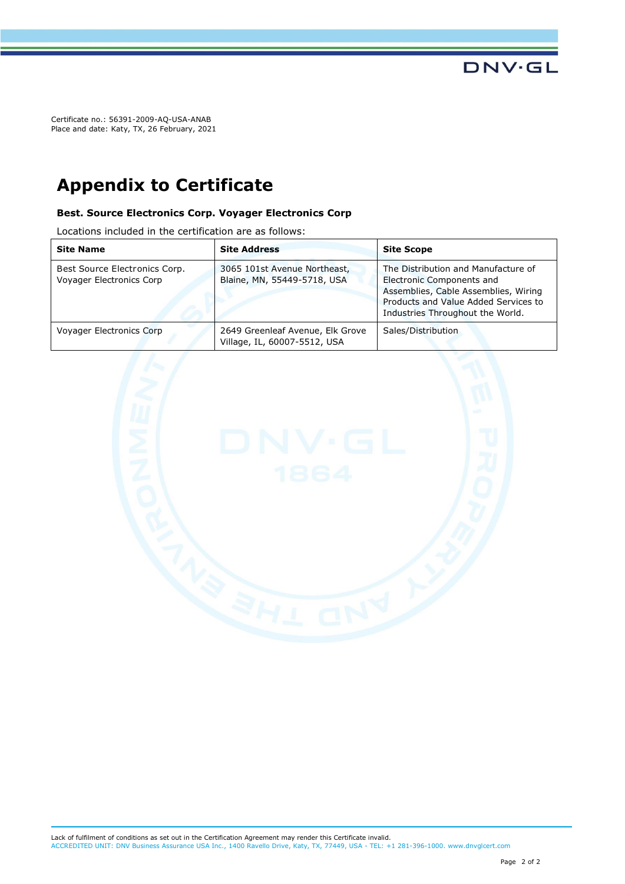Certificate no.: 56391-2009-AQ-USA-ANAB
Place and date: Katy, TX, 26 February, 2021

# Appendix to Certificate

**Best. Source Electronics Corp. Voyager Electronics Corp**

Locations included in the certification are as follows:

| Site Name | Site Address | Site Scope |
|---|---|---|
| Best Source Electronics Corp. Voyager Electronics Corp | 3065 101st Avenue Northeast, Blaine, MN, 55449-5718, USA | The Distribution and Manufacture of Electronic Components and Assemblies, Cable Assemblies, Wiring Products and Value Added Services to Industries Throughout the World. |
| Voyager Electronics Corp | 2649 Greenleaf Avenue, Elk Grove Village, IL, 60007-5512, USA | Sales/Distribution |

Lack of fulfilment of conditions as set out in the Certification Agreement may render this Certificate invalid.
ACCREDITED UNIT: DNV Business Assurance USA Inc., 1400 Ravello Drive, Katy, TX, 77449, USA - TEL: +1 281-396-1000. www.dnvglcert.com